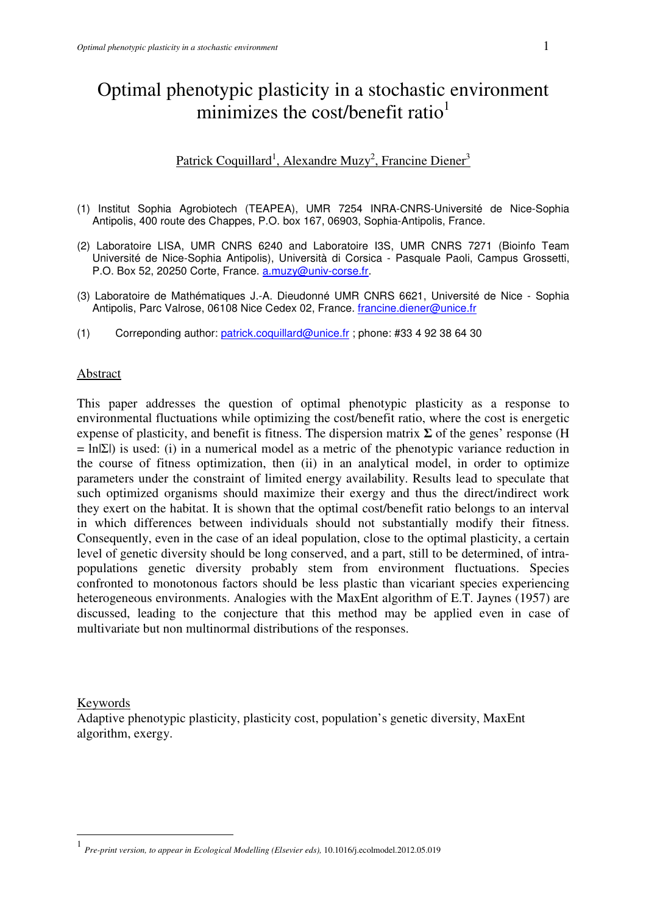# Optimal phenotypic plasticity in a stochastic environment minimizes the cost/benefit ratio[1]

Patrick Coquillard[1], Alexandre Muzy[2], Francine Diener[3]

(1) Institut Sophia Agrobiotech (TEAPEA), UMR 7254 INRA-CNRS-Université de Nice-Sophia Antipolis, 400 route des Chappes, P.O. box 167, 06903, Sophia-Antipolis, France.

(2) Laboratoire LISA, UMR CNRS 6240 and Laboratoire I3S, UMR CNRS 7271 (Bioinfo Team Université de Nice-Sophia Antipolis), Università di Corsica - Pasquale Paoli, Campus Grossetti, P.O. Box 52, 20250 Corte, France. a.muzy@univ-corse.fr.

(3) Laboratoire de Mathématiques J.-A. Dieudonné UMR CNRS 6621, Université de Nice - Sophia Antipolis, Parc Valrose, 06108 Nice Cedex 02, France. francine.diener@unice.fr

(1) Correponding author: patrick.coquillard@unice.fr ; phone: #33 4 92 38 64 30

## Abstract

This paper addresses the question of optimal phenotypic plasticity as a response to environmental fluctuations while optimizing the cost/benefit ratio, where the cost is energetic expense of plasticity, and benefit is fitness. The dispersion matrix $\mathbf{\Sigma}$ of the genes' response ($H = \ln|\Sigma|$) is used: (i) in a numerical model as a metric of the phenotypic variance reduction in the course of fitness optimization, then (ii) in an analytical model, in order to optimize parameters under the constraint of limited energy availability. Results lead to speculate that such optimized organisms should maximize their exergy and thus the direct/indirect work they exert on the habitat. It is shown that the optimal cost/benefit ratio belongs to an interval in which differences between individuals should not substantially modify their fitness. Consequently, even in the case of an ideal population, close to the optimal plasticity, a certain level of genetic diversity should be long conserved, and a part, still to be determined, of intra-populations genetic diversity probably stem from environment fluctuations. Species confronted to monotonous factors should be less plastic than vicariant species experiencing heterogeneous environments. Analogies with the MaxEnt algorithm of E.T. Jaynes (1957) are discussed, leading to the conjecture that this method may be applied even in case of multivariate but non multinormal distributions of the responses.

## Keywords

Adaptive phenotypic plasticity, plasticity cost, population's genetic diversity, MaxEnt algorithm, exergy.

---

[1] *Pre-print version, to appear in Ecological Modelling (Elsevier eds),* 10.1016/j.ecolmodel.2012.05.019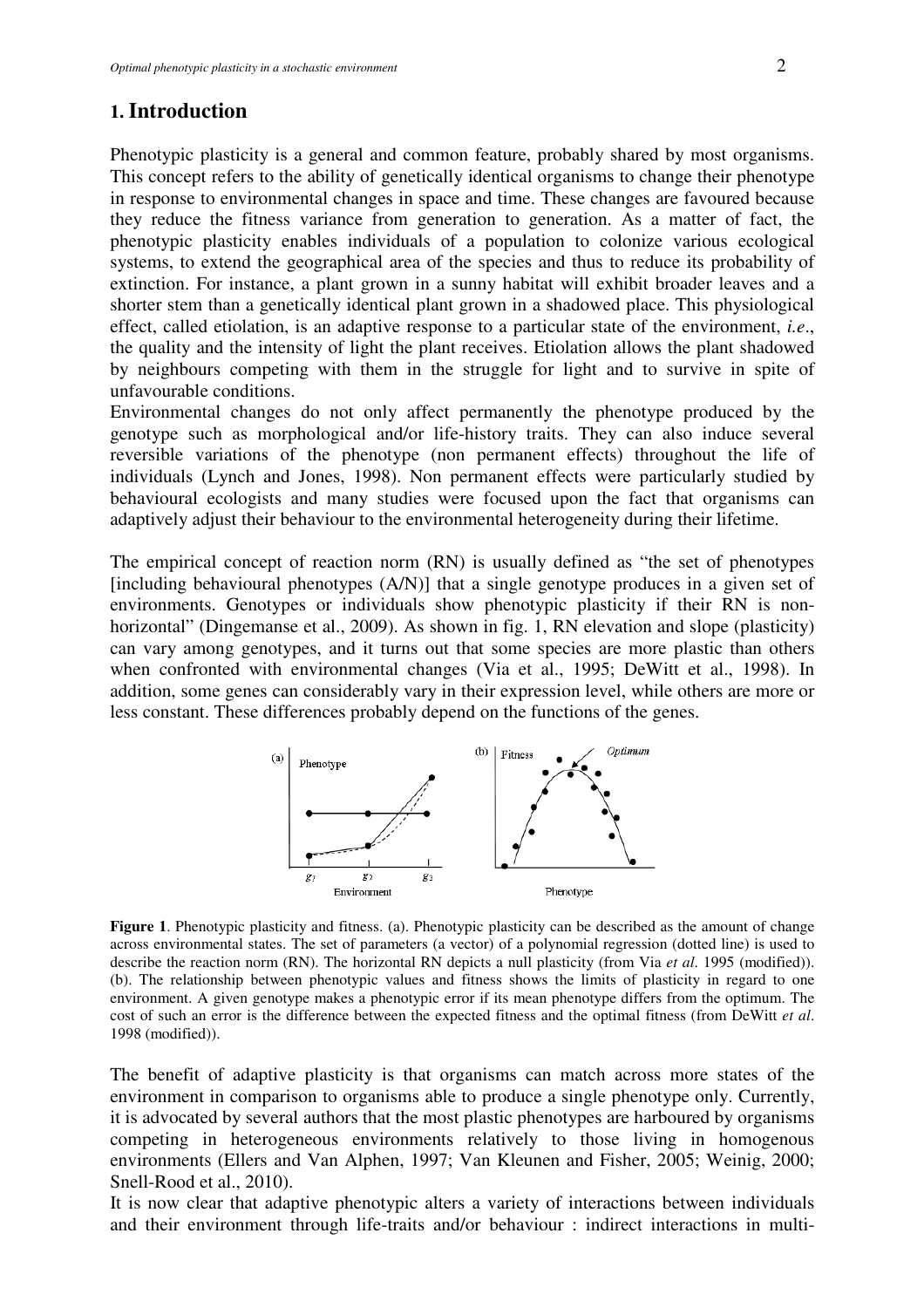## 1. Introduction

Phenotypic plasticity is a general and common feature, probably shared by most organisms. This concept refers to the ability of genetically identical organisms to change their phenotype in response to environmental changes in space and time. These changes are favoured because they reduce the fitness variance from generation to generation. As a matter of fact, the phenotypic plasticity enables individuals of a population to colonize various ecological systems, to extend the geographical area of the species and thus to reduce its probability of extinction. For instance, a plant grown in a sunny habitat will exhibit broader leaves and a shorter stem than a genetically identical plant grown in a shadowed place. This physiological effect, called etiolation, is an adaptive response to a particular state of the environment, *i.e*., the quality and the intensity of light the plant receives. Etiolation allows the plant shadowed by neighbours competing with them in the struggle for light and to survive in spite of unfavourable conditions.

Environmental changes do not only affect permanently the phenotype produced by the genotype such as morphological and/or life-history traits. They can also induce several reversible variations of the phenotype (non permanent effects) throughout the life of individuals (Lynch and Jones, 1998). Non permanent effects were particularly studied by behavioural ecologists and many studies were focused upon the fact that organisms can adaptively adjust their behaviour to the environmental heterogeneity during their lifetime.

The empirical concept of reaction norm (RN) is usually defined as "the set of phenotypes [including behavioural phenotypes (A/N)] that a single genotype produces in a given set of environments. Genotypes or individuals show phenotypic plasticity if their RN is non-horizontal" (Dingemanse et al., 2009). As shown in fig. 1, RN elevation and slope (plasticity) can vary among genotypes, and it turns out that some species are more plastic than others when confronted with environmental changes (Via et al., 1995; DeWitt et al., 1998). In addition, some genes can considerably vary in their expression level, while others are more or less constant. These differences probably depend on the functions of the genes.

**Figure 1**. Phenotypic plasticity and fitness. (a). Phenotypic plasticity can be described as the amount of change across environmental states. The set of parameters (a vector) of a polynomial regression (dotted line) is used to describe the reaction norm (RN). The horizontal RN depicts a null plasticity (from Via *et al*. 1995 (modified)). (b). The relationship between phenotypic values and fitness shows the limits of plasticity in regard to one environment. A given genotype makes a phenotypic error if its mean phenotype differs from the optimum. The cost of such an error is the difference between the expected fitness and the optimal fitness (from DeWitt *et al*. 1998 (modified)).

The benefit of adaptive plasticity is that organisms can match across more states of the environment in comparison to organisms able to produce a single phenotype only. Currently, it is advocated by several authors that the most plastic phenotypes are harboured by organisms competing in heterogeneous environments relatively to those living in homogenous environments (Ellers and Van Alphen, 1997; Van Kleunen and Fisher, 2005; Weinig, 2000; Snell-Rood et al., 2010).

It is now clear that adaptive phenotypic alters a variety of interactions between individuals and their environment through life-traits and/or behaviour : indirect interactions in multi-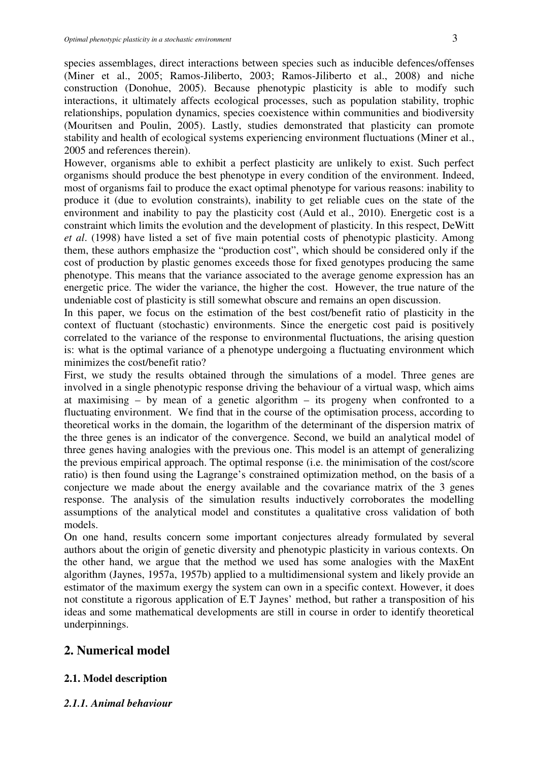species assemblages, direct interactions between species such as inducible defences/offenses (Miner et al., 2005; Ramos-Jiliberto, 2003; Ramos-Jiliberto et al., 2008) and niche construction (Donohue, 2005). Because phenotypic plasticity is able to modify such interactions, it ultimately affects ecological processes, such as population stability, trophic relationships, population dynamics, species coexistence within communities and biodiversity (Mouritsen and Poulin, 2005). Lastly, studies demonstrated that plasticity can promote stability and health of ecological systems experiencing environment fluctuations (Miner et al., 2005 and references therein).

However, organisms able to exhibit a perfect plasticity are unlikely to exist. Such perfect organisms should produce the best phenotype in every condition of the environment. Indeed, most of organisms fail to produce the exact optimal phenotype for various reasons: inability to produce it (due to evolution constraints), inability to get reliable cues on the state of the environment and inability to pay the plasticity cost (Auld et al., 2010). Energetic cost is a constraint which limits the evolution and the development of plasticity. In this respect, DeWitt *et al*. (1998) have listed a set of five main potential costs of phenotypic plasticity. Among them, these authors emphasize the "production cost", which should be considered only if the cost of production by plastic genomes exceeds those for fixed genotypes producing the same phenotype. This means that the variance associated to the average genome expression has an energetic price. The wider the variance, the higher the cost. However, the true nature of the undeniable cost of plasticity is still somewhat obscure and remains an open discussion.

In this paper, we focus on the estimation of the best cost/benefit ratio of plasticity in the context of fluctuant (stochastic) environments. Since the energetic cost paid is positively correlated to the variance of the response to environmental fluctuations, the arising question is: what is the optimal variance of a phenotype undergoing a fluctuating environment which minimizes the cost/benefit ratio?

First, we study the results obtained through the simulations of a model. Three genes are involved in a single phenotypic response driving the behaviour of a virtual wasp, which aims at maximising – by mean of a genetic algorithm – its progeny when confronted to a fluctuating environment. We find that in the course of the optimisation process, according to theoretical works in the domain, the logarithm of the determinant of the dispersion matrix of the three genes is an indicator of the convergence. Second, we build an analytical model of three genes having analogies with the previous one. This model is an attempt of generalizing the previous empirical approach. The optimal response (i.e. the minimisation of the cost/score ratio) is then found using the Lagrange's constrained optimization method, on the basis of a conjecture we made about the energy available and the covariance matrix of the 3 genes response. The analysis of the simulation results inductively corroborates the modelling assumptions of the analytical model and constitutes a qualitative cross validation of both models.

On one hand, results concern some important conjectures already formulated by several authors about the origin of genetic diversity and phenotypic plasticity in various contexts. On the other hand, we argue that the method we used has some analogies with the MaxEnt algorithm (Jaynes, 1957a, 1957b) applied to a multidimensional system and likely provide an estimator of the maximum exergy the system can own in a specific context. However, it does not constitute a rigorous application of E.T Jaynes' method, but rather a transposition of his ideas and some mathematical developments are still in course in order to identify theoretical underpinnings.

## 2. Numerical model

### 2.1. Model description

#### *2.1.1. Animal behaviour*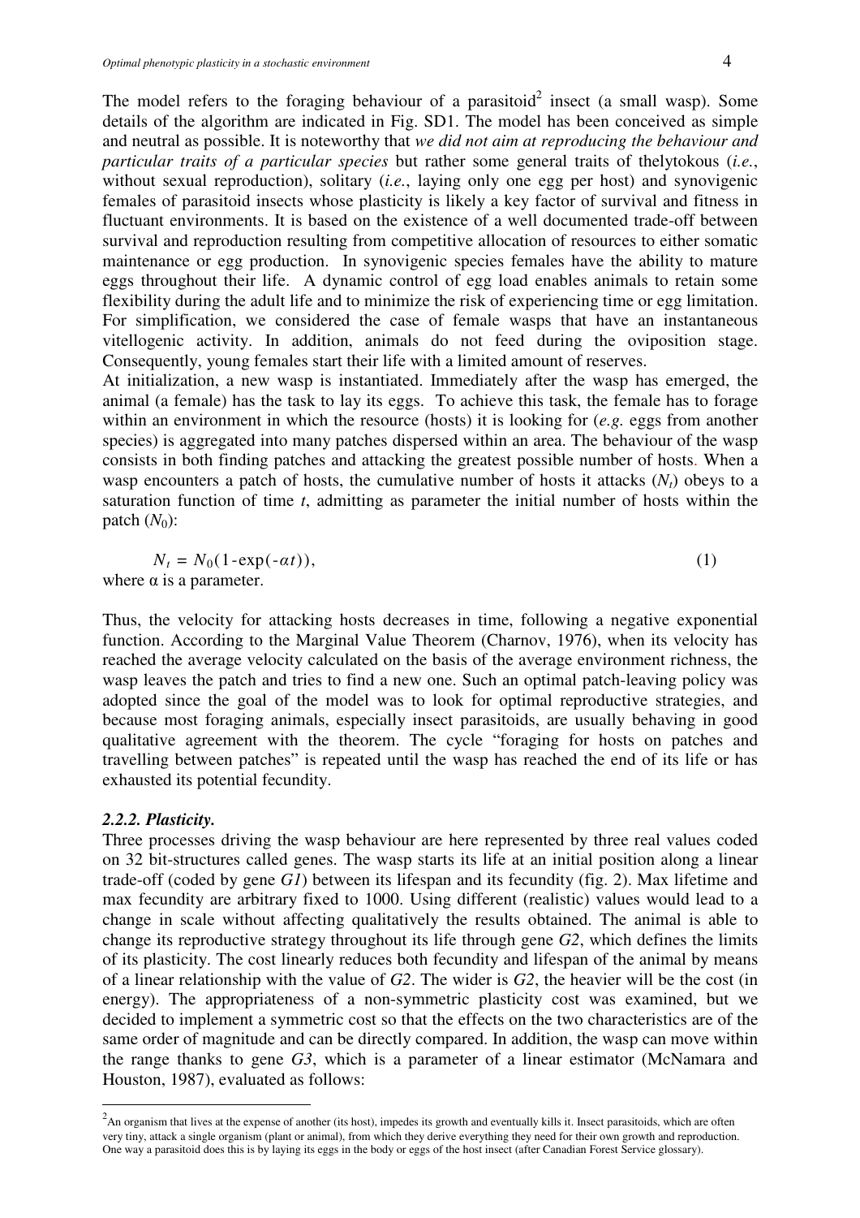The model refers to the foraging behaviour of a parasitoid[2] insect (a small wasp). Some details of the algorithm are indicated in Fig. SD1. The model has been conceived as simple and neutral as possible. It is noteworthy that *we did not aim at reproducing the behaviour and particular traits of a particular species* but rather some general traits of thelytokous (*i.e.*, without sexual reproduction), solitary (*i.e.*, laying only one egg per host) and synovigenic females of parasitoid insects whose plasticity is likely a key factor of survival and fitness in fluctuant environments. It is based on the existence of a well documented trade-off between survival and reproduction resulting from competitive allocation of resources to either somatic maintenance or egg production. In synovigenic species females have the ability to mature eggs throughout their life. A dynamic control of egg load enables animals to retain some flexibility during the adult life and to minimize the risk of experiencing time or egg limitation. For simplification, we considered the case of female wasps that have an instantaneous vitellogenic activity. In addition, animals do not feed during the oviposition stage. Consequently, young females start their life with a limited amount of reserves.

At initialization, a new wasp is instantiated. Immediately after the wasp has emerged, the animal (a female) has the task to lay its eggs. To achieve this task, the female has to forage within an environment in which the resource (hosts) it is looking for (*e.g.* eggs from another species) is aggregated into many patches dispersed within an area. The behaviour of the wasp consists in both finding patches and attacking the greatest possible number of hosts. When a wasp encounters a patch of hosts, the cumulative number of hosts it attacks ($N_t$) obeys to a saturation function of time $t$, admitting as parameter the initial number of hosts within the patch ($N_0$):

$$N_t = N_0(1-\exp(-\alpha t)), \qquad (1)$$

where α is a parameter.

Thus, the velocity for attacking hosts decreases in time, following a negative exponential function. According to the Marginal Value Theorem (Charnov, 1976), when its velocity has reached the average velocity calculated on the basis of the average environment richness, the wasp leaves the patch and tries to find a new one. Such an optimal patch-leaving policy was adopted since the goal of the model was to look for optimal reproductive strategies, and because most foraging animals, especially insect parasitoids, are usually behaving in good qualitative agreement with the theorem. The cycle "foraging for hosts on patches and travelling between patches" is repeated until the wasp has reached the end of its life or has exhausted its potential fecundity.

### *2.2.2. Plasticity.*

Three processes driving the wasp behaviour are here represented by three real values coded on 32 bit-structures called genes. The wasp starts its life at an initial position along a linear trade-off (coded by gene *G1*) between its lifespan and its fecundity (fig. 2). Max lifetime and max fecundity are arbitrary fixed to 1000. Using different (realistic) values would lead to a change in scale without affecting qualitatively the results obtained. The animal is able to change its reproductive strategy throughout its life through gene *G2*, which defines the limits of its plasticity. The cost linearly reduces both fecundity and lifespan of the animal by means of a linear relationship with the value of *G2*. The wider is *G2*, the heavier will be the cost (in energy). The appropriateness of a non-symmetric plasticity cost was examined, but we decided to implement a symmetric cost so that the effects on the two characteristics are of the same order of magnitude and can be directly compared. In addition, the wasp can move within the range thanks to gene *G3*, which is a parameter of a linear estimator (McNamara and Houston, 1987), evaluated as follows:

---

[2] An organism that lives at the expense of another (its host), impedes its growth and eventually kills it. Insect parasitoids, which are often very tiny, attack a single organism (plant or animal), from which they derive everything they need for their own growth and reproduction. One way a parasitoid does this is by laying its eggs in the body or eggs of the host insect (after Canadian Forest Service glossary).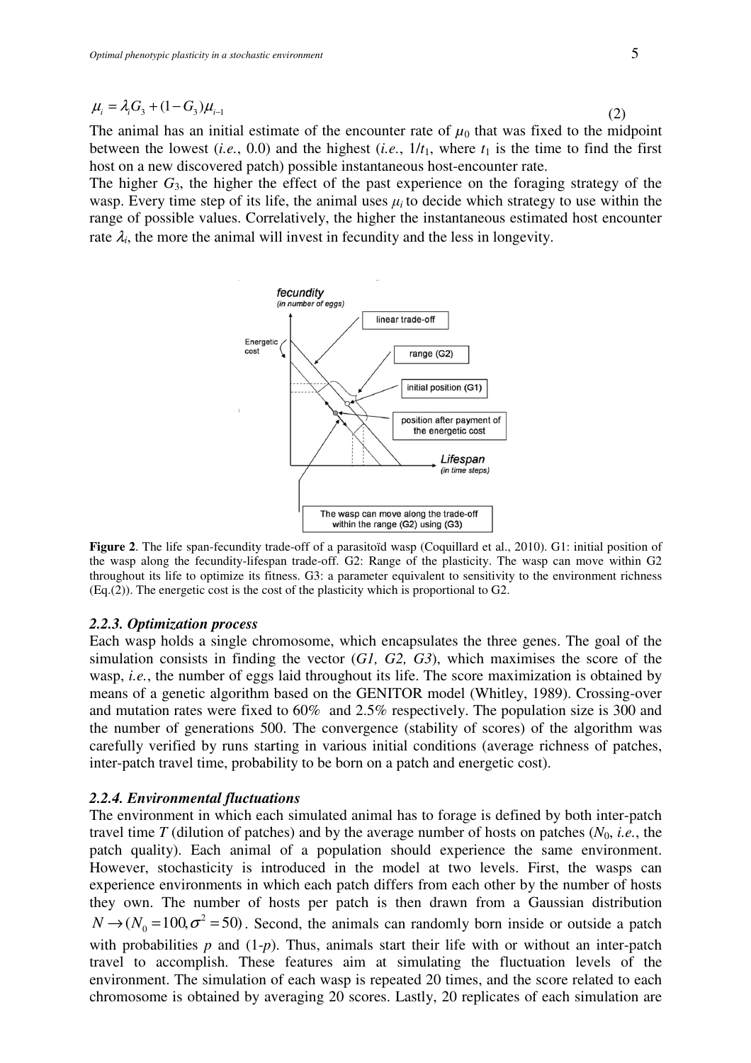$$\mu_i = \lambda_i G_3 + (1 - G_3)\mu_{i-1} \qquad (2)$$

The animal has an initial estimate of the encounter rate of $\mu_0$ that was fixed to the midpoint between the lowest (*i.e.*, 0.0) and the highest (*i.e.*, $1/t_1$, where $t_1$ is the time to find the first host on a new discovered patch) possible instantaneous host-encounter rate.

The higher $G_3$, the higher the effect of the past experience on the foraging strategy of the wasp. Every time step of its life, the animal uses $\mu_i$ to decide which strategy to use within the range of possible values. Correlatively, the higher the instantaneous estimated host encounter rate $\lambda_i$, the more the animal will invest in fecundity and the less in longevity.

**Figure 2**. The life span-fecundity trade-off of a parasitoïd wasp (Coquillard et al., 2010). G1: initial position of the wasp along the fecundity-lifespan trade-off. G2: Range of the plasticity. The wasp can move within G2 throughout its life to optimize its fitness. G3: a parameter equivalent to sensitivity to the environment richness (Eq.(2)). The energetic cost is the cost of the plasticity which is proportional to G2.

### *2.2.3. Optimization process*

Each wasp holds a single chromosome, which encapsulates the three genes. The goal of the simulation consists in finding the vector (*G1, G2, G3*), which maximises the score of the wasp, *i.e.*, the number of eggs laid throughout its life. The score maximization is obtained by means of a genetic algorithm based on the GENITOR model (Whitley, 1989). Crossing-over and mutation rates were fixed to 60% and 2.5% respectively. The population size is 300 and the number of generations 500. The convergence (stability of scores) of the algorithm was carefully verified by runs starting in various initial conditions (average richness of patches, inter-patch travel time, probability to be born on a patch and energetic cost).

### *2.2.4. Environmental fluctuations*

The environment in which each simulated animal has to forage is defined by both inter-patch travel time *T* (dilution of patches) and by the average number of hosts on patches ($N_0$, *i.e.*, the patch quality). Each animal of a population should experience the same environment. However, stochasticity is introduced in the model at two levels. First, the wasps can experience environments in which each patch differs from each other by the number of hosts they own. The number of hosts per patch is then drawn from a Gaussian distribution $N \rightarrow (N_0 = 100, \sigma^2 = 50)$. Second, the animals can randomly born inside or outside a patch with probabilities *p* and (1-*p*). Thus, animals start their life with or without an inter-patch travel to accomplish. These features aim at simulating the fluctuation levels of the environment. The simulation of each wasp is repeated 20 times, and the score related to each chromosome is obtained by averaging 20 scores. Lastly, 20 replicates of each simulation are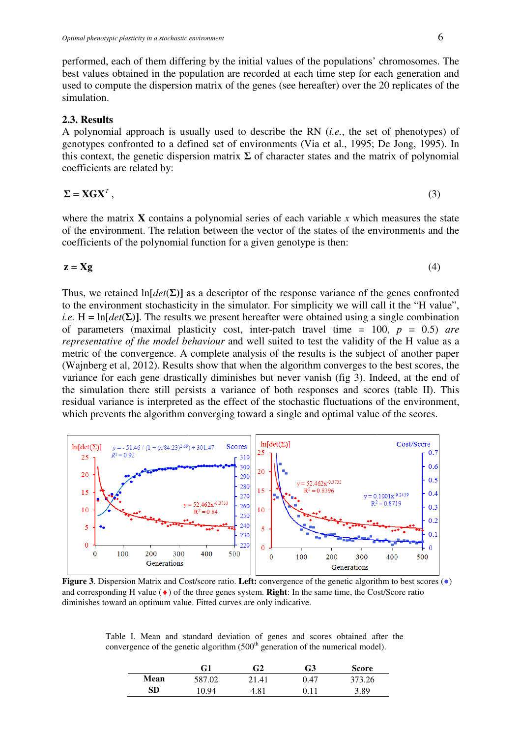performed, each of them differing by the initial values of the populations' chromosomes. The best values obtained in the population are recorded at each time step for each generation and used to compute the dispersion matrix of the genes (see hereafter) over the 20 replicates of the simulation.

### 2.3. Results

A polynomial approach is usually used to describe the RN (*i.e.*, the set of phenotypes) of genotypes confronted to a defined set of environments (Via et al., 1995; De Jong, 1995). In this context, the genetic dispersion matrix **Σ** of character states and the matrix of polynomial coefficients are related by:

$$\mathbf{\Sigma} = \mathbf{X}\mathbf{G}\mathbf{X}^T, \quad (3)$$

where the matrix **X** contains a polynomial series of each variable $x$ which measures the state of the environment. The relation between the vector of the states of the environments and the coefficients of the polynomial function for a given genotype is then:

$$\mathbf{z} = \mathbf{X}\mathbf{g} \quad (4)$$

Thus, we retained ln[*det*(**Σ**)] as a descriptor of the response variance of the genes confronted to the environment stochasticity in the simulator. For simplicity we will call it the "H value", *i.e.* H = ln[*det*(**Σ**)]. The results we present hereafter were obtained using a single combination of parameters (maximal plasticity cost, inter-patch travel time = 100, $p$ = 0.5) *are representative of the model behaviour* and well suited to test the validity of the H value as a metric of the convergence. A complete analysis of the results is the subject of another paper (Wajnberg et al, 2012). Results show that when the algorithm converges to the best scores, the variance for each gene drastically diminishes but never vanish (fig 3). Indeed, at the end of the simulation there still persists a variance of both responses and scores (table II). This residual variance is interpreted as the effect of the stochastic fluctuations of the environment, which prevents the algorithm converging toward a single and optimal value of the scores.

**Figure 3**. Dispersion Matrix and Cost/score ratio. **Left:** convergence of the genetic algorithm to best scores (●) and corresponding H value (♦) of the three genes system. **Right**: In the same time, the Cost/Score ratio diminishes toward an optimum value. Fitted curves are only indicative.

Table I. Mean and standard deviation of genes and scores obtained after the convergence of the genetic algorithm (500th generation of the numerical model).

| | G1 | G2 | G3 | Score |
|---|---|---|---|---|
| **Mean** | 587.02 | 21.41 | 0.47 | 373.26 |
| **SD** | 10.94 | 4.81 | 0.11 | 3.89 |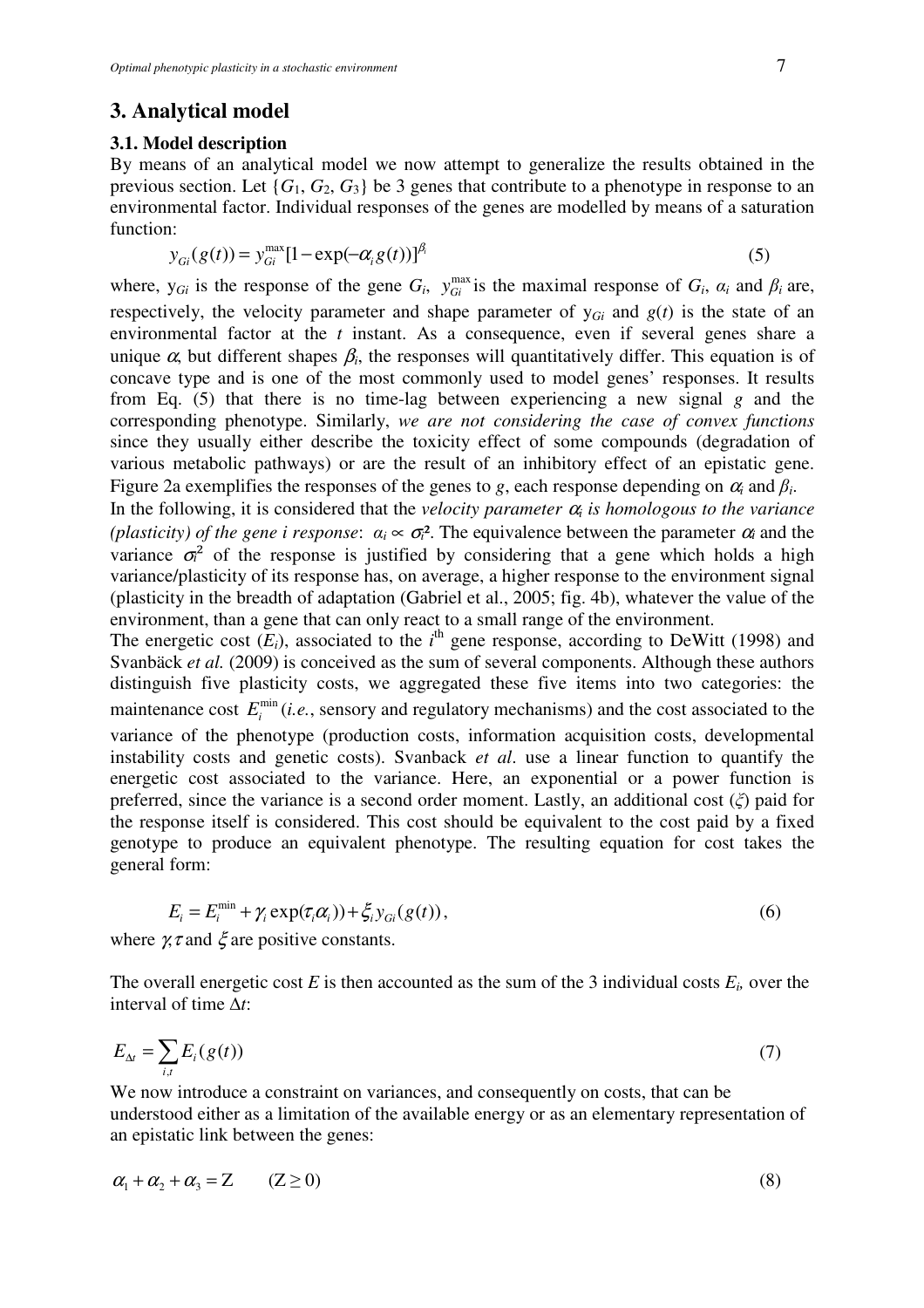## 3. Analytical model

### 3.1. Model description

By means of an analytical model we now attempt to generalize the results obtained in the previous section. Let $\{G_1, G_2, G_3\}$ be 3 genes that contribute to a phenotype in response to an environmental factor. Individual responses of the genes are modelled by means of a saturation function:

$$y_{Gi}(g(t)) = y_{Gi}^{\max}[1 - \exp(-\alpha_i g(t))]^{\beta_i} \tag{5}$$

where, $y_{Gi}$ is the response of the gene $G_i$, $y_{Gi}^{\max}$ is the maximal response of $G_i$, $\alpha_i$ and $\beta_i$ are, respectively, the velocity parameter and shape parameter of $y_{Gi}$ and $g(t)$ is the state of an environmental factor at the $t$ instant. As a consequence, even if several genes share a unique $\alpha$, but different shapes $\beta_i$, the responses will quantitatively differ. This equation is of concave type and is one of the most commonly used to model genes' responses. It results from Eq. (5) that there is no time-lag between experiencing a new signal $g$ and the corresponding phenotype. Similarly, *we are not considering the case of convex functions* since they usually either describe the toxicity effect of some compounds (degradation of various metabolic pathways) or are the result of an inhibitory effect of an epistatic gene. Figure 2a exemplifies the responses of the genes to $g$, each response depending on $\alpha_i$ and $\beta_i$.

In the following, it is considered that the *velocity parameter $\alpha_i$ is homologous to the variance (plasticity) of the gene i response*: $\alpha_i \propto \sigma_i^2$. The equivalence between the parameter $\alpha_i$ and the variance $\sigma_i^2$ of the response is justified by considering that a gene which holds a high variance/plasticity of its response has, on average, a higher response to the environment signal (plasticity in the breadth of adaptation (Gabriel et al., 2005; fig. 4b), whatever the value of the environment, than a gene that can only react to a small range of the environment.

The energetic cost ($E_i$), associated to the $i^{\text{th}}$ gene response, according to DeWitt (1998) and Svanbäck *et al.* (2009) is conceived as the sum of several components. Although these authors distinguish five plasticity costs, we aggregated these five items into two categories: the maintenance cost $E_i^{\min}$ (*i.e.*, sensory and regulatory mechanisms) and the cost associated to the variance of the phenotype (production costs, information acquisition costs, developmental instability costs and genetic costs). Svanback *et al*. use a linear function to quantify the energetic cost associated to the variance. Here, an exponential or a power function is preferred, since the variance is a second order moment. Lastly, an additional cost ($\xi$) paid for the response itself is considered. This cost should be equivalent to the cost paid by a fixed genotype to produce an equivalent phenotype. The resulting equation for cost takes the general form:

$$E_i = E_i^{\min} + \gamma_i \exp(\tau_i \alpha_i)) + \xi_i y_{Gi}(g(t)), \tag{6}$$

where $\gamma, \tau$ and $\xi$ are positive constants.

The overall energetic cost $E$ is then accounted as the sum of the 3 individual costs $E_i$, over the interval of time $\Delta t$:

$$E_{\Delta t} = \sum_{i,t} E_i(g(t)) \tag{7}$$

We now introduce a constraint on variances, and consequently on costs, that can be understood either as a limitation of the available energy or as an elementary representation of an epistatic link between the genes:

$$\alpha_1 + \alpha_2 + \alpha_3 = \mathrm{Z} \qquad (\mathrm{Z} \geq 0) \tag{8}$$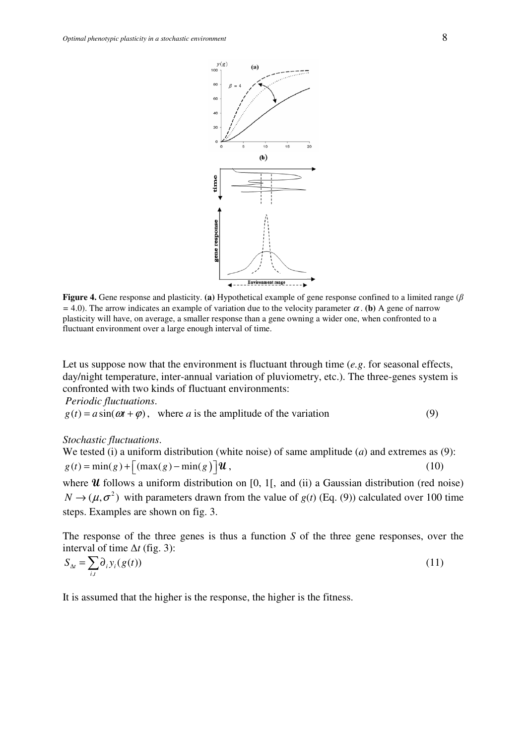**Figure 4.** Gene response and plasticity. **(a)** Hypothetical example of gene response confined to a limited range ($\beta$ = 4.0). The arrow indicates an example of variation due to the velocity parameter $\alpha$. **(b)** A gene of narrow plasticity will have, on average, a smaller response than a gene owning a wider one, when confronted to a fluctuant environment over a large enough interval of time.

Let us suppose now that the environment is fluctuant through time (*e.g*. for seasonal effects, day/night temperature, inter-annual variation of pluviometry, etc.). The three-genes system is confronted with two kinds of fluctuant environments:

*Periodic fluctuations*.

$$g(t) = a\sin(\omega t + \varphi), \quad \text{where } a \text{ is the amplitude of the variation} \tag{9}$$

*Stochastic fluctuations*.

We tested (i) a uniform distribution (white noise) of same amplitude ($a$) and extremes as (9):

$$g(t) = \min(g) + \left[(\max(g) - \min(g)\right]\mathcal{U}, \tag{10}$$

where $\mathcal{U}$ follows a uniform distribution on [0, 1[, and (ii) a Gaussian distribution (red noise) $N \to (\mu, \sigma^2)$ with parameters drawn from the value of $g(t)$ (Eq. (9)) calculated over 100 time steps. Examples are shown on fig. 3.

The response of the three genes is thus a function $S$ of the three gene responses, over the interval of time $\Delta t$ (fig. 3):

$$S_{\Delta t} = \sum_{i,t} \partial_i y_i(g(t)) \tag{11}$$

It is assumed that the higher is the response, the higher is the fitness.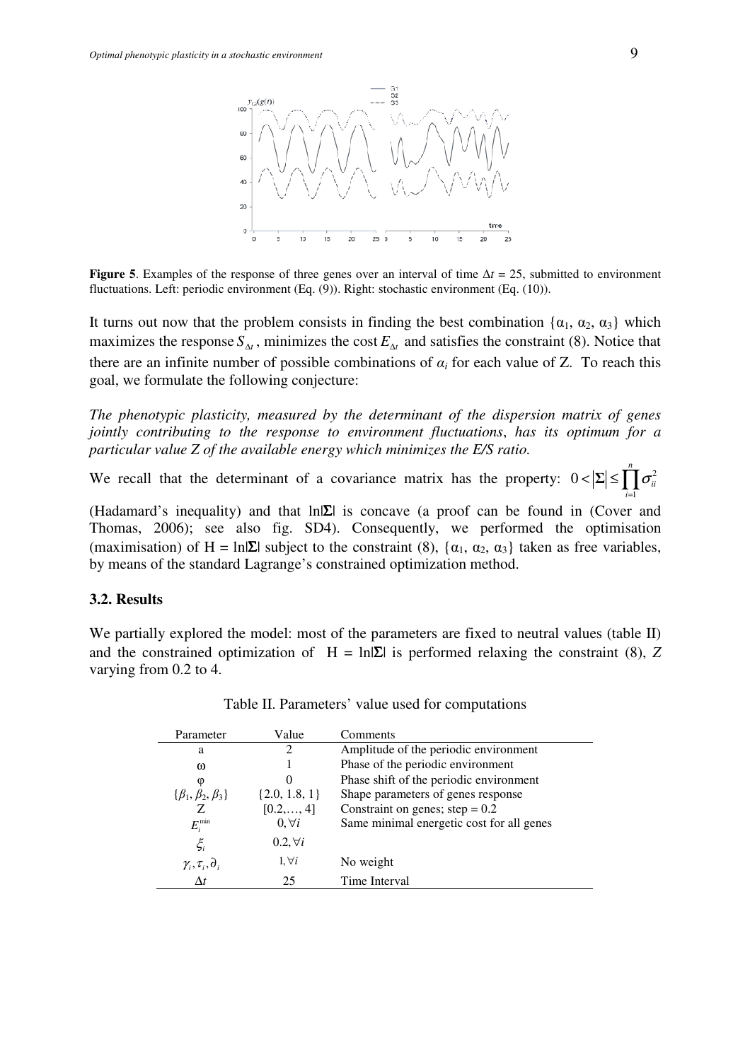**Figure 5**. Examples of the response of three genes over an interval of time $\Delta t$ = 25, submitted to environment fluctuations. Left: periodic environment (Eq. (9)). Right: stochastic environment (Eq. (10)).

It turns out now that the problem consists in finding the best combination $\{\alpha_1, \alpha_2, \alpha_3\}$ which maximizes the response $S_{\Delta t}$, minimizes the cost $E_{\Delta t}$ and satisfies the constraint (8). Notice that there are an infinite number of possible combinations of $\alpha_i$ for each value of Z. To reach this goal, we formulate the following conjecture:

*The phenotypic plasticity, measured by the determinant of the dispersion matrix of genes jointly contributing to the response to environment fluctuations, has its optimum for a particular value Z of the available energy which minimizes the E/S ratio.*

We recall that the determinant of a covariance matrix has the property: $0 < |\mathbf{\Sigma}| \leq \prod_{i=1}^{n} \sigma_{ii}^2$ (Hadamard's inequality) and that $\ln|\mathbf{\Sigma}|$ is concave (a proof can be found in (Cover and Thomas, 2006); see also fig. SD4). Consequently, we performed the optimisation (maximisation) of H = $\ln|\mathbf{\Sigma}|$ subject to the constraint (8), $\{\alpha_1, \alpha_2, \alpha_3\}$ taken as free variables, by means of the standard Lagrange's constrained optimization method.

### 3.2. Results

We partially explored the model: most of the parameters are fixed to neutral values (table II) and the constrained optimization of H = $\ln|\mathbf{\Sigma}|$ is performed relaxing the constraint (8), *Z* varying from 0.2 to 4.

Table II. Parameters' value used for computations

| Parameter | Value | Comments |
|---|---|---|
| a | 2 | Amplitude of the periodic environment |
| ω | 1 | Phase of the periodic environment |
| φ | 0 | Phase shift of the periodic environment |
| $\{\beta_1, \beta_2, \beta_3\}$ | {2.0, 1.8, 1} | Shape parameters of genes response |
| Z | [0.2,…, 4] | Constraint on genes; step = 0.2 |
| $E_i^{\min}$ | $0, \forall i$ | Same minimal energetic cost for all genes |
| $\xi_i$ | $0.2, \forall i$ | |
| $\gamma_i, \tau_i, \partial_i$ | $1, \forall i$ | No weight |
| $\Delta t$ | 25 | Time Interval |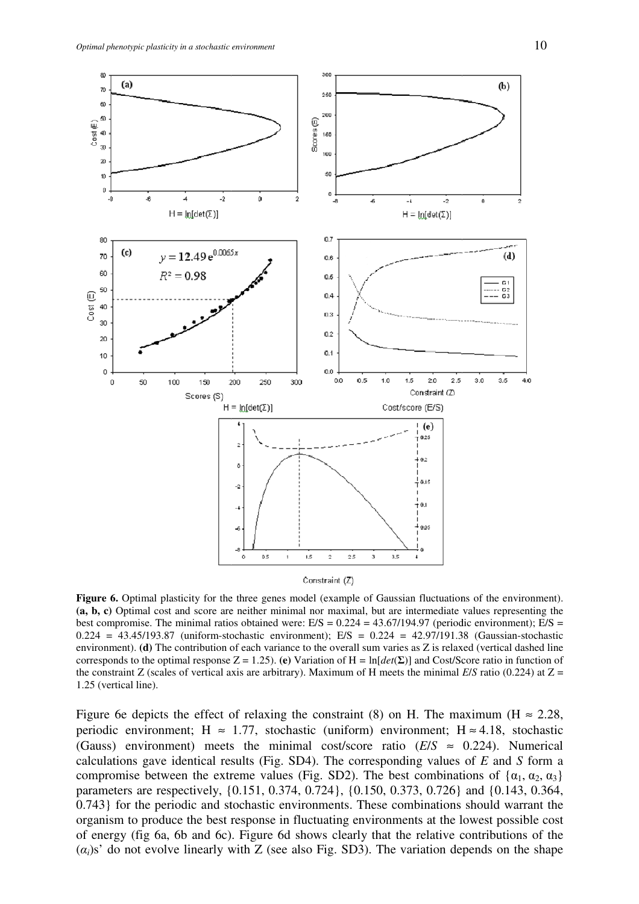**Figure 6.** Optimal plasticity for the three genes model (example of Gaussian fluctuations of the environment). **(a, b, c)** Optimal cost and score are neither minimal nor maximal, but are intermediate values representing the best compromise. The minimal ratios obtained were: E/S = 0.224 = 43.67/194.97 (periodic environment); E/S = 0.224 = 43.45/193.87 (uniform-stochastic environment); E/S = 0.224 = 42.97/191.38 (Gaussian-stochastic environment). **(d)** The contribution of each variance to the overall sum varies as Z is relaxed (vertical dashed line corresponds to the optimal response Z = 1.25). **(e)** Variation of H = ln[*det*(**Σ**)] and Cost/Score ratio in function of the constraint Z (scales of vertical axis are arbitrary). Maximum of H meets the minimal *E*/*S* ratio (0.224) at Z = 1.25 (vertical line).

Figure 6e depicts the effect of relaxing the constraint (8) on H. The maximum (H ≈ 2.28, periodic environment; H ≈ 1.77, stochastic (uniform) environment; H ≈ 4.18, stochastic (Gauss) environment) meets the minimal cost/score ratio (*E*/*S* ≈ 0.224). Numerical calculations gave identical results (Fig. SD4). The corresponding values of *E* and *S* form a compromise between the extreme values (Fig. SD2). The best combinations of $\{\alpha_1, \alpha_2, \alpha_3\}$ parameters are respectively, {0.151, 0.374, 0.724}, {0.150, 0.373, 0.726} and {0.143, 0.364, 0.743} for the periodic and stochastic environments. These combinations should warrant the organism to produce the best response in fluctuating environments at the lowest possible cost of energy (fig 6a, 6b and 6c). Figure 6d shows clearly that the relative contributions of the $(\alpha_i)$s' do not evolve linearly with Z (see also Fig. SD3). The variation depends on the shape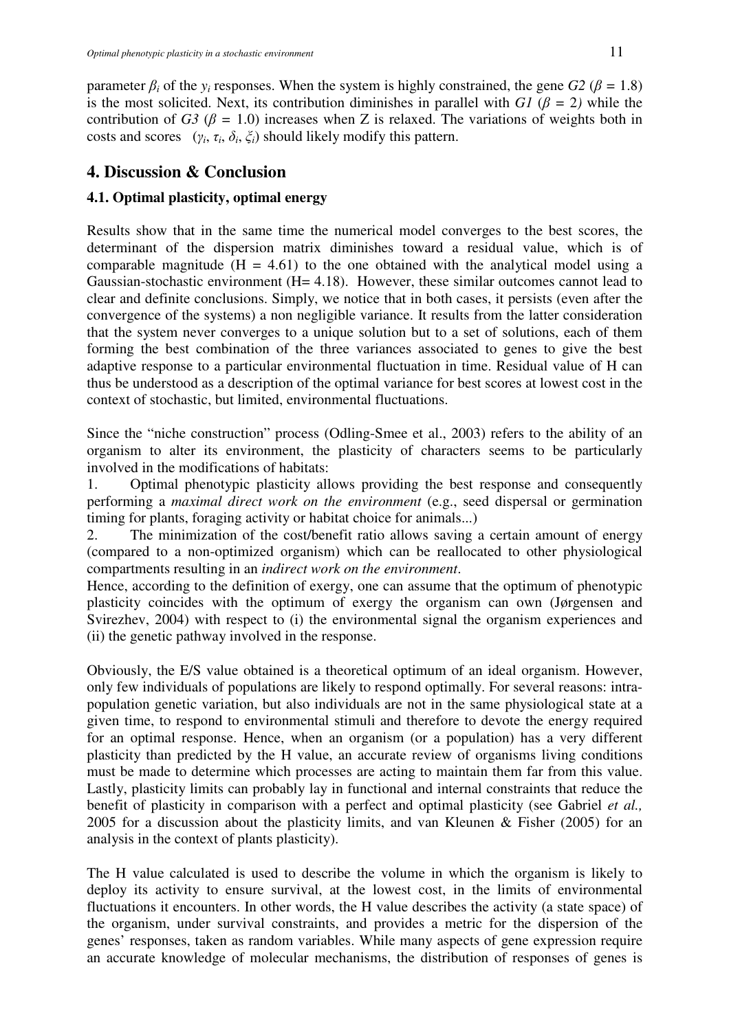parameter $\beta_i$ of the $y_i$ responses. When the system is highly constrained, the gene *G2* ($\beta = 1.8$) is the most solicited. Next, its contribution diminishes in parallel with *G1* ($\beta = 2$) while the contribution of *G3* ($\beta = 1.0$) increases when Z is relaxed. The variations of weights both in costs and scores ($\gamma_i$, $\tau_i$, $\delta_i$, $\xi_i$) should likely modify this pattern.

## 4. Discussion & Conclusion

### 4.1. Optimal plasticity, optimal energy

Results show that in the same time the numerical model converges to the best scores, the determinant of the dispersion matrix diminishes toward a residual value, which is of comparable magnitude (H = 4.61) to the one obtained with the analytical model using a Gaussian-stochastic environment (H= 4.18). However, these similar outcomes cannot lead to clear and definite conclusions. Simply, we notice that in both cases, it persists (even after the convergence of the systems) a non negligible variance. It results from the latter consideration that the system never converges to a unique solution but to a set of solutions, each of them forming the best combination of the three variances associated to genes to give the best adaptive response to a particular environmental fluctuation in time. Residual value of H can thus be understood as a description of the optimal variance for best scores at lowest cost in the context of stochastic, but limited, environmental fluctuations.

Since the "niche construction" process (Odling-Smee et al., 2003) refers to the ability of an organism to alter its environment, the plasticity of characters seems to be particularly involved in the modifications of habitats:

1. Optimal phenotypic plasticity allows providing the best response and consequently performing a *maximal direct work on the environment* (e.g., seed dispersal or germination timing for plants, foraging activity or habitat choice for animals...)
2. The minimization of the cost/benefit ratio allows saving a certain amount of energy (compared to a non-optimized organism) which can be reallocated to other physiological compartments resulting in an *indirect work on the environment*.

Hence, according to the definition of exergy, one can assume that the optimum of phenotypic plasticity coincides with the optimum of exergy the organism can own (Jørgensen and Svirezhev, 2004) with respect to (i) the environmental signal the organism experiences and (ii) the genetic pathway involved in the response.

Obviously, the E/S value obtained is a theoretical optimum of an ideal organism. However, only few individuals of populations are likely to respond optimally. For several reasons: intra-population genetic variation, but also individuals are not in the same physiological state at a given time, to respond to environmental stimuli and therefore to devote the energy required for an optimal response. Hence, when an organism (or a population) has a very different plasticity than predicted by the H value, an accurate review of organisms living conditions must be made to determine which processes are acting to maintain them far from this value. Lastly, plasticity limits can probably lay in functional and internal constraints that reduce the benefit of plasticity in comparison with a perfect and optimal plasticity (see Gabriel *et al.,* 2005 for a discussion about the plasticity limits, and van Kleunen & Fisher (2005) for an analysis in the context of plants plasticity).

The H value calculated is used to describe the volume in which the organism is likely to deploy its activity to ensure survival, at the lowest cost, in the limits of environmental fluctuations it encounters. In other words, the H value describes the activity (a state space) of the organism, under survival constraints, and provides a metric for the dispersion of the genes' responses, taken as random variables. While many aspects of gene expression require an accurate knowledge of molecular mechanisms, the distribution of responses of genes is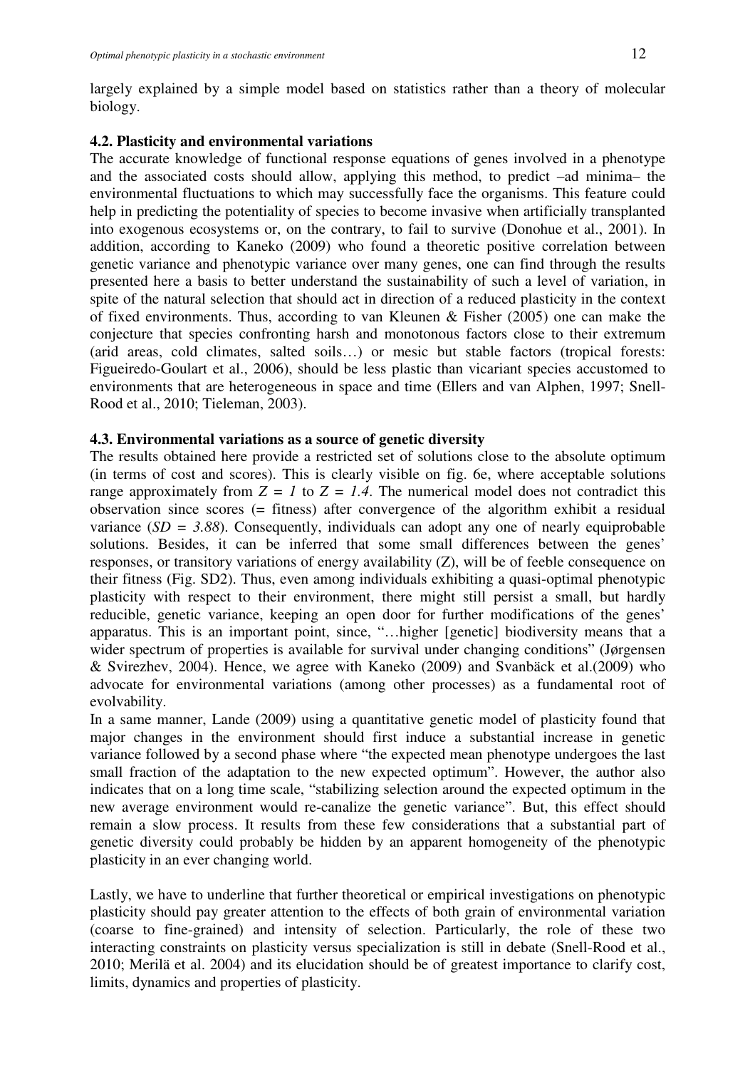largely explained by a simple model based on statistics rather than a theory of molecular biology.

### 4.2. Plasticity and environmental variations

The accurate knowledge of functional response equations of genes involved in a phenotype and the associated costs should allow, applying this method, to predict –ad minima– the environmental fluctuations to which may successfully face the organisms. This feature could help in predicting the potentiality of species to become invasive when artificially transplanted into exogenous ecosystems or, on the contrary, to fail to survive (Donohue et al., 2001). In addition, according to Kaneko (2009) who found a theoretic positive correlation between genetic variance and phenotypic variance over many genes, one can find through the results presented here a basis to better understand the sustainability of such a level of variation, in spite of the natural selection that should act in direction of a reduced plasticity in the context of fixed environments. Thus, according to van Kleunen & Fisher (2005) one can make the conjecture that species confronting harsh and monotonous factors close to their extremum (arid areas, cold climates, salted soils…) or mesic but stable factors (tropical forests: Figueiredo-Goulart et al., 2006), should be less plastic than vicariant species accustomed to environments that are heterogeneous in space and time (Ellers and van Alphen, 1997; Snell-Rood et al., 2010; Tieleman, 2003).

### 4.3. Environmental variations as a source of genetic diversity

The results obtained here provide a restricted set of solutions close to the absolute optimum (in terms of cost and scores). This is clearly visible on fig. 6e, where acceptable solutions range approximately from $Z = 1$ to $Z = 1.4$. The numerical model does not contradict this observation since scores (= fitness) after convergence of the algorithm exhibit a residual variance ($SD = 3.88$). Consequently, individuals can adopt any one of nearly equiprobable solutions. Besides, it can be inferred that some small differences between the genes' responses, or transitory variations of energy availability (Z), will be of feeble consequence on their fitness (Fig. SD2). Thus, even among individuals exhibiting a quasi-optimal phenotypic plasticity with respect to their environment, there might still persist a small, but hardly reducible, genetic variance, keeping an open door for further modifications of the genes' apparatus. This is an important point, since, "…higher [genetic] biodiversity means that a wider spectrum of properties is available for survival under changing conditions" (Jørgensen & Svirezhev, 2004). Hence, we agree with Kaneko (2009) and Svanbäck et al.(2009) who advocate for environmental variations (among other processes) as a fundamental root of evolvability.

In a same manner, Lande (2009) using a quantitative genetic model of plasticity found that major changes in the environment should first induce a substantial increase in genetic variance followed by a second phase where "the expected mean phenotype undergoes the last small fraction of the adaptation to the new expected optimum". However, the author also indicates that on a long time scale, "stabilizing selection around the expected optimum in the new average environment would re-canalize the genetic variance". But, this effect should remain a slow process. It results from these few considerations that a substantial part of genetic diversity could probably be hidden by an apparent homogeneity of the phenotypic plasticity in an ever changing world.

Lastly, we have to underline that further theoretical or empirical investigations on phenotypic plasticity should pay greater attention to the effects of both grain of environmental variation (coarse to fine-grained) and intensity of selection. Particularly, the role of these two interacting constraints on plasticity versus specialization is still in debate (Snell-Rood et al., 2010; Merilä et al. 2004) and its elucidation should be of greatest importance to clarify cost, limits, dynamics and properties of plasticity.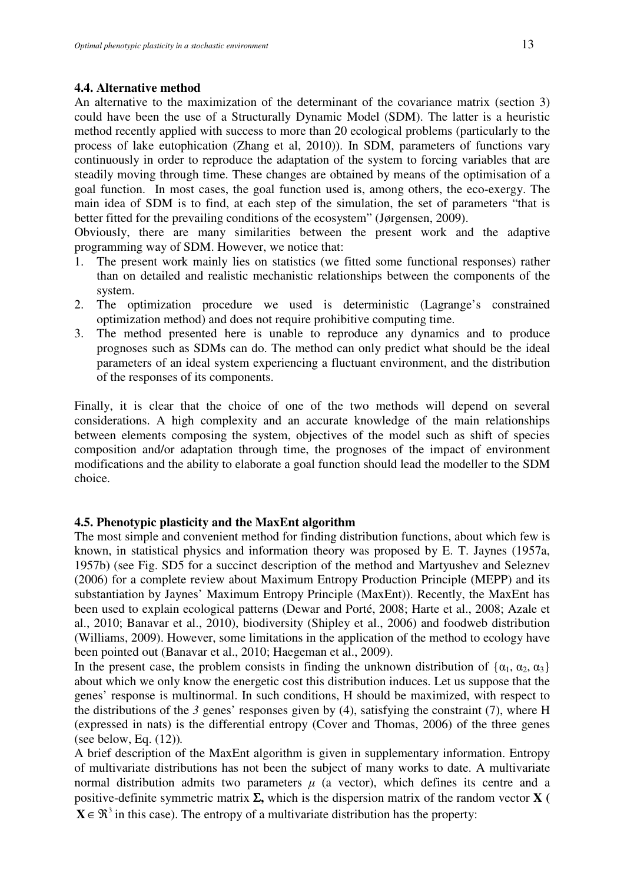### 4.4. Alternative method

An alternative to the maximization of the determinant of the covariance matrix (section 3) could have been the use of a Structurally Dynamic Model (SDM). The latter is a heuristic method recently applied with success to more than 20 ecological problems (particularly to the process of lake eutophication (Zhang et al, 2010)). In SDM, parameters of functions vary continuously in order to reproduce the adaptation of the system to forcing variables that are steadily moving through time. These changes are obtained by means of the optimisation of a goal function. In most cases, the goal function used is, among others, the eco-exergy. The main idea of SDM is to find, at each step of the simulation, the set of parameters "that is better fitted for the prevailing conditions of the ecosystem" (Jørgensen, 2009).

Obviously, there are many similarities between the present work and the adaptive programming way of SDM. However, we notice that:

1. The present work mainly lies on statistics (we fitted some functional responses) rather than on detailed and realistic mechanistic relationships between the components of the system.
2. The optimization procedure we used is deterministic (Lagrange's constrained optimization method) and does not require prohibitive computing time.
3. The method presented here is unable to reproduce any dynamics and to produce prognoses such as SDMs can do. The method can only predict what should be the ideal parameters of an ideal system experiencing a fluctuant environment, and the distribution of the responses of its components.

Finally, it is clear that the choice of one of the two methods will depend on several considerations. A high complexity and an accurate knowledge of the main relationships between elements composing the system, objectives of the model such as shift of species composition and/or adaptation through time, the prognoses of the impact of environment modifications and the ability to elaborate a goal function should lead the modeller to the SDM choice.

### 4.5. Phenotypic plasticity and the MaxEnt algorithm

The most simple and convenient method for finding distribution functions, about which few is known, in statistical physics and information theory was proposed by E. T. Jaynes (1957a, 1957b) (see Fig. SD5 for a succinct description of the method and Martyushev and Seleznev (2006) for a complete review about Maximum Entropy Production Principle (MEPP) and its substantiation by Jaynes' Maximum Entropy Principle (MaxEnt)). Recently, the MaxEnt has been used to explain ecological patterns (Dewar and Porté, 2008; Harte et al., 2008; Azale et al., 2010; Banavar et al., 2010), biodiversity (Shipley et al., 2006) and foodweb distribution (Williams, 2009). However, some limitations in the application of the method to ecology have been pointed out (Banavar et al., 2010; Haegeman et al., 2009).

In the present case, the problem consists in finding the unknown distribution of $\{\alpha_1, \alpha_2, \alpha_3\}$ about which we only know the energetic cost this distribution induces. Let us suppose that the genes' response is multinormal. In such conditions, H should be maximized, with respect to the distributions of the *3* genes' responses given by (4), satisfying the constraint (7), where H (expressed in nats) is the differential entropy (Cover and Thomas, 2006) of the three genes (see below, Eq. (12)).

A brief description of the MaxEnt algorithm is given in supplementary information. Entropy of multivariate distributions has not been the subject of many works to date. A multivariate normal distribution admits two parameters $\mu$ (a vector), which defines its centre and a positive-definite symmetric matrix $\mathbf{\Sigma}$, which is the dispersion matrix of the random vector $\mathbf{X}$ ( $\mathbf{X} \in \Re^3$ in this case). The entropy of a multivariate distribution has the property: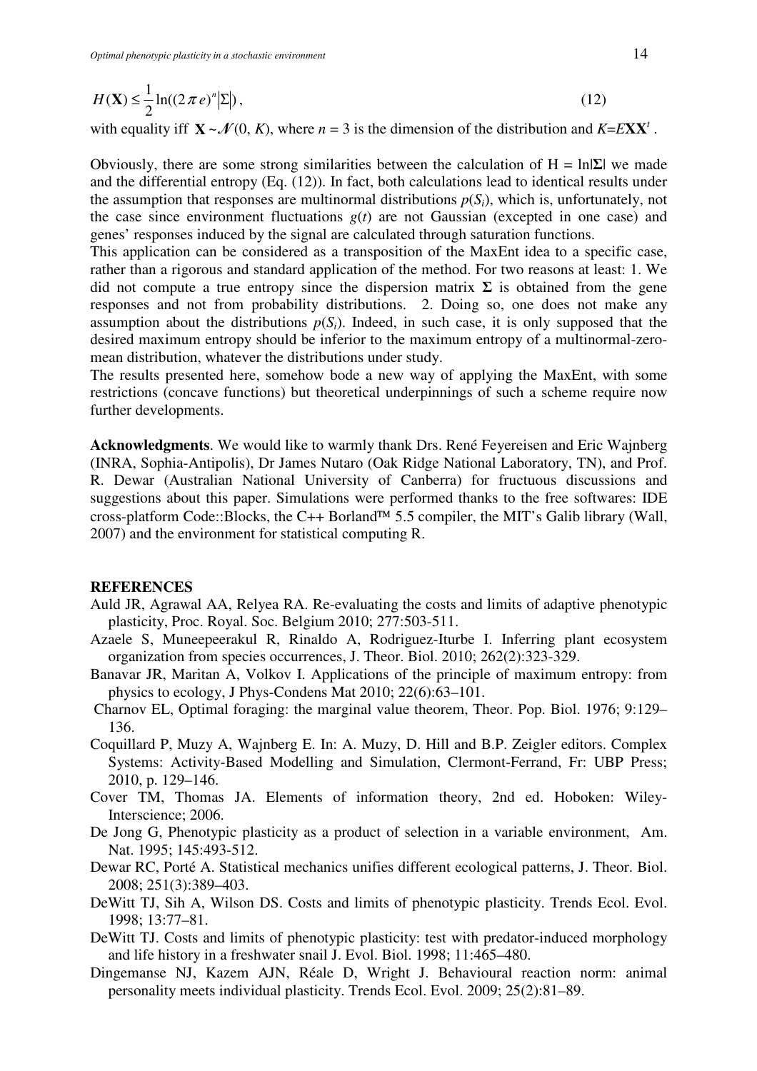$$H(\mathbf{X}) \leq \frac{1}{2}\ln((2\pi e)^n |\Sigma|), \tag{12}$$

with equality iff $\mathbf{X} \sim \mathcal{N}(0, K)$, where $n = 3$ is the dimension of the distribution and $K = E\mathbf{X}\mathbf{X}^t$.

Obviously, there are some strong similarities between the calculation of H = ln|**Σ**| we made and the differential entropy (Eq. (12)). In fact, both calculations lead to identical results under the assumption that responses are multinormal distributions $p(S_i)$, which is, unfortunately, not the case since environment fluctuations $g(t)$ are not Gaussian (excepted in one case) and genes' responses induced by the signal are calculated through saturation functions.

This application can be considered as a transposition of the MaxEnt idea to a specific case, rather than a rigorous and standard application of the method. For two reasons at least: 1. We did not compute a true entropy since the dispersion matrix **Σ** is obtained from the gene responses and not from probability distributions. 2. Doing so, one does not make any assumption about the distributions $p(S_i)$. Indeed, in such case, it is only supposed that the desired maximum entropy should be inferior to the maximum entropy of a multinormal-zero-mean distribution, whatever the distributions under study.

The results presented here, somehow bode a new way of applying the MaxEnt, with some restrictions (concave functions) but theoretical underpinnings of such a scheme require now further developments.

**Acknowledgments**. We would like to warmly thank Drs. René Feyereisen and Eric Wajnberg (INRA, Sophia-Antipolis), Dr James Nutaro (Oak Ridge National Laboratory, TN), and Prof. R. Dewar (Australian National University of Canberra) for fructuous discussions and suggestions about this paper. Simulations were performed thanks to the free softwares: IDE cross-platform Code::Blocks, the C++ Borland™ 5.5 compiler, the MIT's Galib library (Wall, 2007) and the environment for statistical computing R.

## REFERENCES

Auld JR, Agrawal AA, Relyea RA. Re-evaluating the costs and limits of adaptive phenotypic plasticity, Proc. Royal. Soc. Belgium 2010; 277:503-511.

Azaele S, Muneepeerakul R, Rinaldo A, Rodriguez-Iturbe I. Inferring plant ecosystem organization from species occurrences, J. Theor. Biol. 2010; 262(2):323-329.

Banavar JR, Maritan A, Volkov I. Applications of the principle of maximum entropy: from physics to ecology, J Phys-Condens Mat 2010; 22(6):63–101.

Charnov EL, Optimal foraging: the marginal value theorem, Theor. Pop. Biol. 1976; 9:129–136.

Coquillard P, Muzy A, Wajnberg E. In: A. Muzy, D. Hill and B.P. Zeigler editors. Complex Systems: Activity-Based Modelling and Simulation, Clermont-Ferrand, Fr: UBP Press; 2010, p. 129–146.

Cover TM, Thomas JA. Elements of information theory, 2nd ed. Hoboken: Wiley-Interscience; 2006.

De Jong G, Phenotypic plasticity as a product of selection in a variable environment, Am. Nat. 1995; 145:493-512.

Dewar RC, Porté A. Statistical mechanics unifies different ecological patterns, J. Theor. Biol. 2008; 251(3):389–403.

DeWitt TJ, Sih A, Wilson DS. Costs and limits of phenotypic plasticity. Trends Ecol. Evol. 1998; 13:77–81.

DeWitt TJ. Costs and limits of phenotypic plasticity: test with predator-induced morphology and life history in a freshwater snail J. Evol. Biol. 1998; 11:465–480.

Dingemanse NJ, Kazem AJN, Réale D, Wright J. Behavioural reaction norm: animal personality meets individual plasticity. Trends Ecol. Evol. 2009; 25(2):81–89.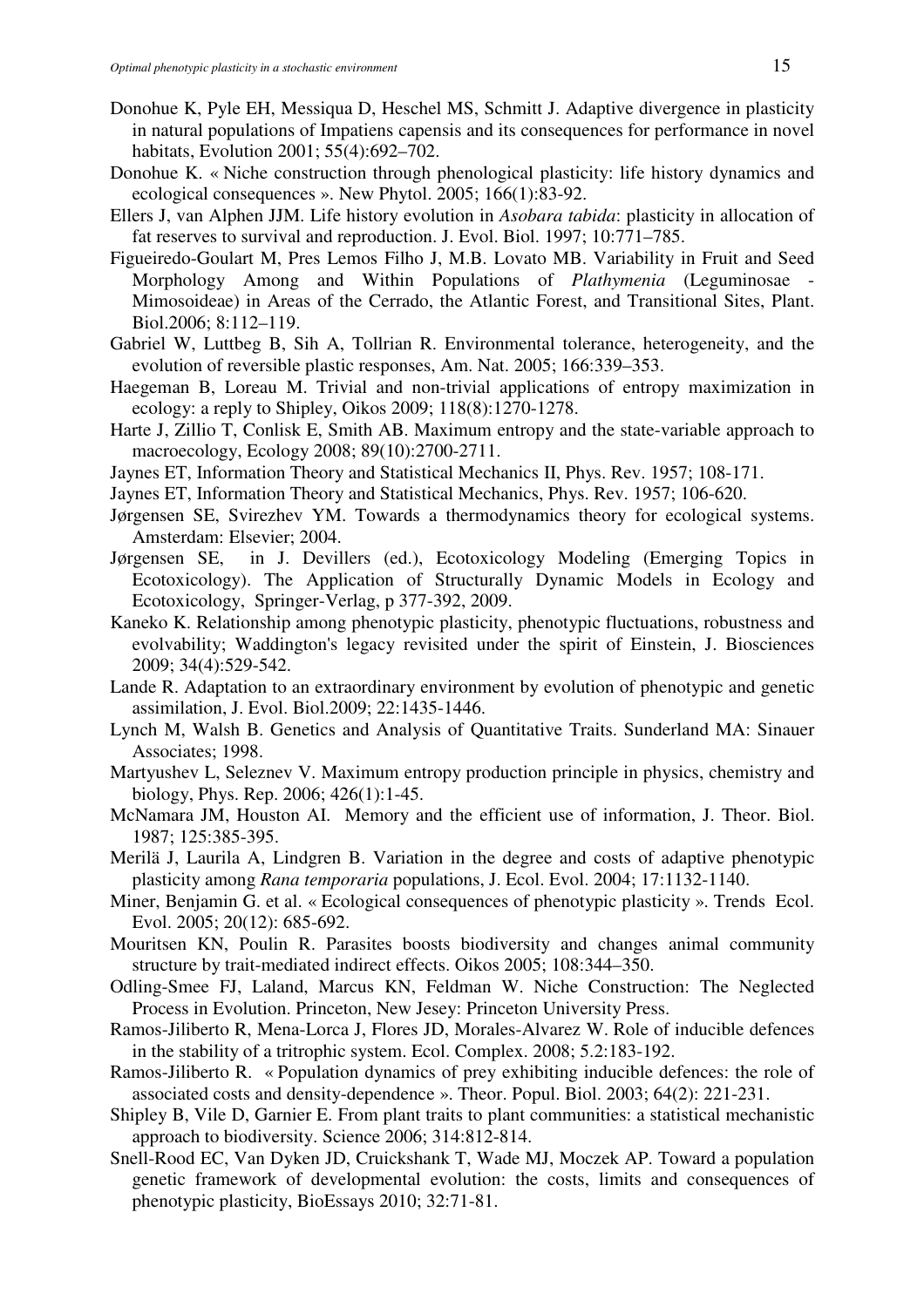Donohue K, Pyle EH, Messiqua D, Heschel MS, Schmitt J. Adaptive divergence in plasticity in natural populations of Impatiens capensis and its consequences for performance in novel habitats, Evolution 2001; 55(4):692–702.

Donohue K. « Niche construction through phenological plasticity: life history dynamics and ecological consequences ». New Phytol. 2005; 166(1):83-92.

Ellers J, van Alphen JJM. Life history evolution in *Asobara tabida*: plasticity in allocation of fat reserves to survival and reproduction. J. Evol. Biol. 1997; 10:771–785.

Figueiredo-Goulart M, Pres Lemos Filho J, M.B. Lovato MB. Variability in Fruit and Seed Morphology Among and Within Populations of *Plathymenia* (Leguminosae - Mimosoideae) in Areas of the Cerrado, the Atlantic Forest, and Transitional Sites, Plant. Biol.2006; 8:112–119.

Gabriel W, Luttbeg B, Sih A, Tollrian R. Environmental tolerance, heterogeneity, and the evolution of reversible plastic responses, Am. Nat. 2005; 166:339–353.

Haegeman B, Loreau M. Trivial and non-trivial applications of entropy maximization in ecology: a reply to Shipley, Oikos 2009; 118(8):1270-1278.

Harte J, Zillio T, Conlisk E, Smith AB. Maximum entropy and the state-variable approach to macroecology, Ecology 2008; 89(10):2700-2711.

Jaynes ET, Information Theory and Statistical Mechanics II, Phys. Rev. 1957; 108-171.

Jaynes ET, Information Theory and Statistical Mechanics, Phys. Rev. 1957; 106-620.

Jørgensen SE, Svirezhev YM. Towards a thermodynamics theory for ecological systems. Amsterdam: Elsevier; 2004.

Jørgensen SE, in J. Devillers (ed.), Ecotoxicology Modeling (Emerging Topics in Ecotoxicology). The Application of Structurally Dynamic Models in Ecology and Ecotoxicology, Springer-Verlag, p 377-392, 2009.

Kaneko K. Relationship among phenotypic plasticity, phenotypic fluctuations, robustness and evolvability; Waddington's legacy revisited under the spirit of Einstein, J. Biosciences 2009; 34(4):529-542.

Lande R. Adaptation to an extraordinary environment by evolution of phenotypic and genetic assimilation, J. Evol. Biol.2009; 22:1435-1446.

Lynch M, Walsh B. Genetics and Analysis of Quantitative Traits. Sunderland MA: Sinauer Associates; 1998.

Martyushev L, Seleznev V. Maximum entropy production principle in physics, chemistry and biology, Phys. Rep. 2006; 426(1):1-45.

McNamara JM, Houston AI. Memory and the efficient use of information, J. Theor. Biol. 1987; 125:385-395.

Merilä J, Laurila A, Lindgren B. Variation in the degree and costs of adaptive phenotypic plasticity among *Rana temporaria* populations, J. Ecol. Evol. 2004; 17:1132-1140.

Miner, Benjamin G. et al. « Ecological consequences of phenotypic plasticity ». Trends Ecol. Evol. 2005; 20(12): 685-692.

Mouritsen KN, Poulin R. Parasites boosts biodiversity and changes animal community structure by trait-mediated indirect effects. Oikos 2005; 108:344–350.

Odling-Smee FJ, Laland, Marcus KN, Feldman W. Niche Construction: The Neglected Process in Evolution. Princeton, New Jesey: Princeton University Press.

Ramos-Jiliberto R, Mena-Lorca J, Flores JD, Morales-Alvarez W. Role of inducible defences in the stability of a tritrophic system. Ecol. Complex. 2008; 5.2:183-192.

Ramos-Jiliberto R. « Population dynamics of prey exhibiting inducible defences: the role of associated costs and density-dependence ». Theor. Popul. Biol. 2003; 64(2): 221-231.

Shipley B, Vile D, Garnier E. From plant traits to plant communities: a statistical mechanistic approach to biodiversity. Science 2006; 314:812-814.

Snell-Rood EC, Van Dyken JD, Cruickshank T, Wade MJ, Moczek AP. Toward a population genetic framework of developmental evolution: the costs, limits and consequences of phenotypic plasticity, BioEssays 2010; 32:71-81.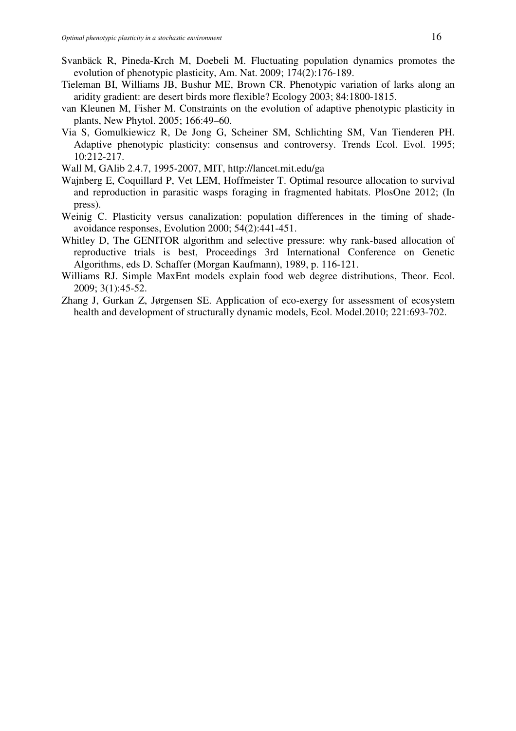Svanbäck R, Pineda-Krch M, Doebeli M. Fluctuating population dynamics promotes the evolution of phenotypic plasticity, Am. Nat. 2009; 174(2):176-189.

Tieleman BI, Williams JB, Bushur ME, Brown CR. Phenotypic variation of larks along an aridity gradient: are desert birds more flexible? Ecology 2003; 84:1800-1815.

van Kleunen M, Fisher M. Constraints on the evolution of adaptive phenotypic plasticity in plants, New Phytol. 2005; 166:49–60.

Via S, Gomulkiewicz R, De Jong G, Scheiner SM, Schlichting SM, Van Tienderen PH. Adaptive phenotypic plasticity: consensus and controversy. Trends Ecol. Evol. 1995; 10:212-217.

Wall M, GAlib 2.4.7, 1995-2007, MIT, http://lancet.mit.edu/ga

Wajnberg E, Coquillard P, Vet LEM, Hoffmeister T. Optimal resource allocation to survival and reproduction in parasitic wasps foraging in fragmented habitats. PlosOne 2012; (In press).

Weinig C. Plasticity versus canalization: population differences in the timing of shade-avoidance responses, Evolution 2000; 54(2):441-451.

Whitley D, The GENITOR algorithm and selective pressure: why rank-based allocation of reproductive trials is best, Proceedings 3rd International Conference on Genetic Algorithms, eds D. Schaffer (Morgan Kaufmann), 1989, p. 116-121.

Williams RJ. Simple MaxEnt models explain food web degree distributions, Theor. Ecol. 2009; 3(1):45-52.

Zhang J, Gurkan Z, Jørgensen SE. Application of eco-exergy for assessment of ecosystem health and development of structurally dynamic models, Ecol. Model.2010; 221:693-702.